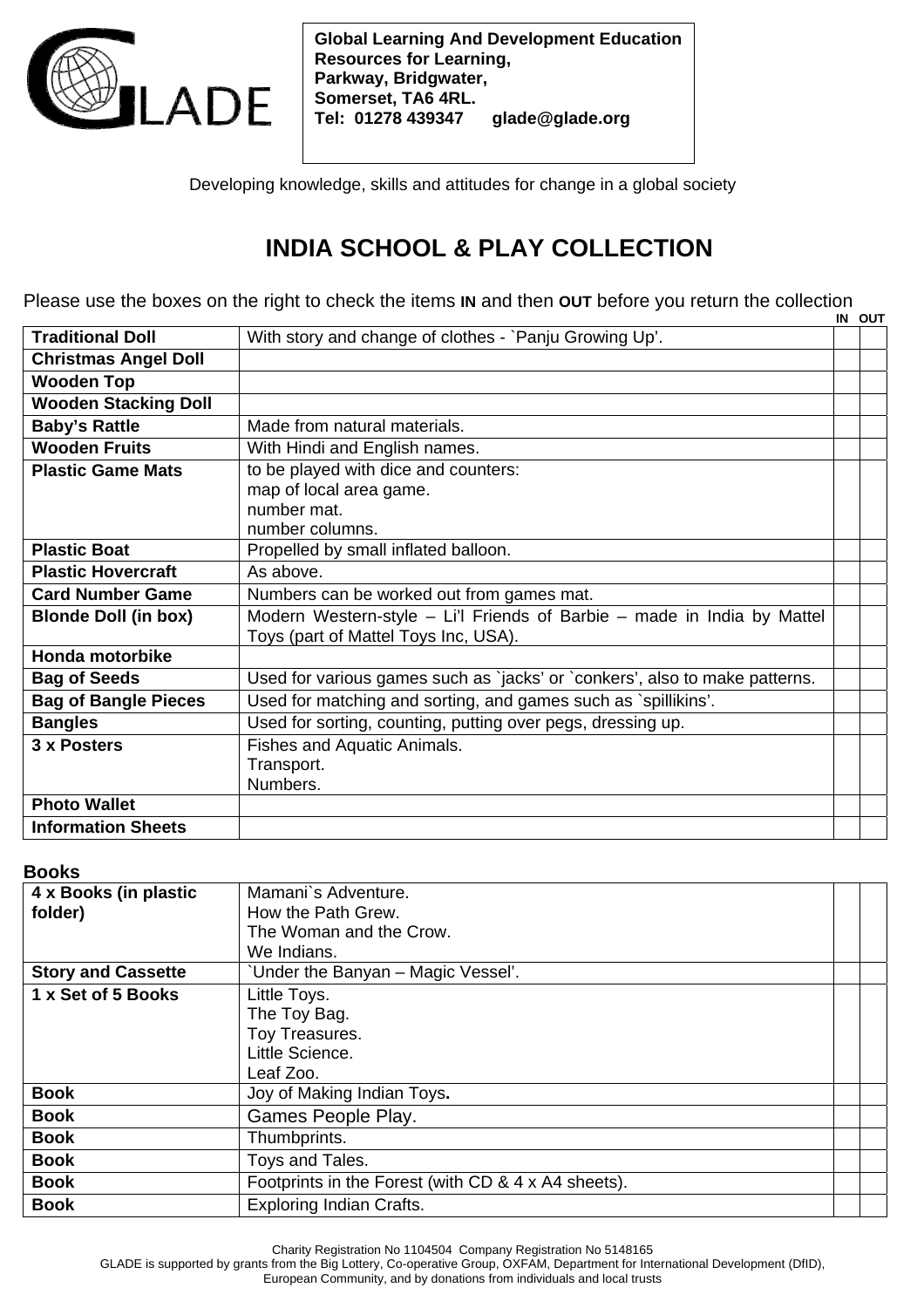GLADE

**Global Learning And Development Education**
**Resources for Learning,**
**Parkway, Bridgwater,**
**Somerset, TA6 4RL.**
**Tel: 01278 439347 glade@glade.org**

Developing knowledge, skills and attitudes for change in a global society

# INDIA SCHOOL & PLAY COLLECTION

Please use the boxes on the right to check the items **IN** and then **OUT** before you return the collection

| | | IN | OUT |
|---|---|---|---|
| **Traditional Doll** | With story and change of clothes - `Panju Growing Up'. | | |
| **Christmas Angel Doll** | | | |
| **Wooden Top** | | | |
| **Wooden Stacking Doll** | | | |
| **Baby's Rattle** | Made from natural materials. | | |
| **Wooden Fruits** | With Hindi and English names. | | |
| **Plastic Game Mats** | to be played with dice and counters:<br>map of local area game.<br>number mat.<br>number columns. | | |
| **Plastic Boat** | Propelled by small inflated balloon. | | |
| **Plastic Hovercraft** | As above. | | |
| **Card Number Game** | Numbers can be worked out from games mat. | | |
| **Blonde Doll (in box)** | Modern Western-style – Li'l Friends of Barbie – made in India by Mattel Toys (part of Mattel Toys Inc, USA). | | |
| **Honda motorbike** | | | |
| **Bag of Seeds** | Used for various games such as `jacks' or `conkers', also to make patterns. | | |
| **Bag of Bangle Pieces** | Used for matching and sorting, and games such as `spillikins'. | | |
| **Bangles** | Used for sorting, counting, putting over pegs, dressing up. | | |
| **3 x Posters** | Fishes and Aquatic Animals.<br>Transport.<br>Numbers. | | |
| **Photo Wallet** | | | |
| **Information Sheets** | | | |

**Books**

| | | | |
|---|---|---|---|
| **4 x Books (in plastic folder)** | Mamani`s Adventure.<br>How the Path Grew.<br>The Woman and the Crow.<br>We Indians. | | |
| **Story and Cassette** | `Under the Banyan – Magic Vessel'. | | |
| **1 x Set of 5 Books** | Little Toys.<br>The Toy Bag.<br>Toy Treasures.<br>Little Science.<br>Leaf Zoo. | | |
| **Book** | Joy of Making Indian Toys**.** | | |
| **Book** | Games People Play. | | |
| **Book** | Thumbprints. | | |
| **Book** | Toys and Tales. | | |
| **Book** | Footprints in the Forest (with CD & 4 x A4 sheets). | | |
| **Book** | Exploring Indian Crafts. | | |

Charity Registration No 1104504 Company Registration No 5148165
GLADE is supported by grants from the Big Lottery, Co-operative Group, OXFAM, Department for International Development (DfID), European Community, and by donations from individuals and local trusts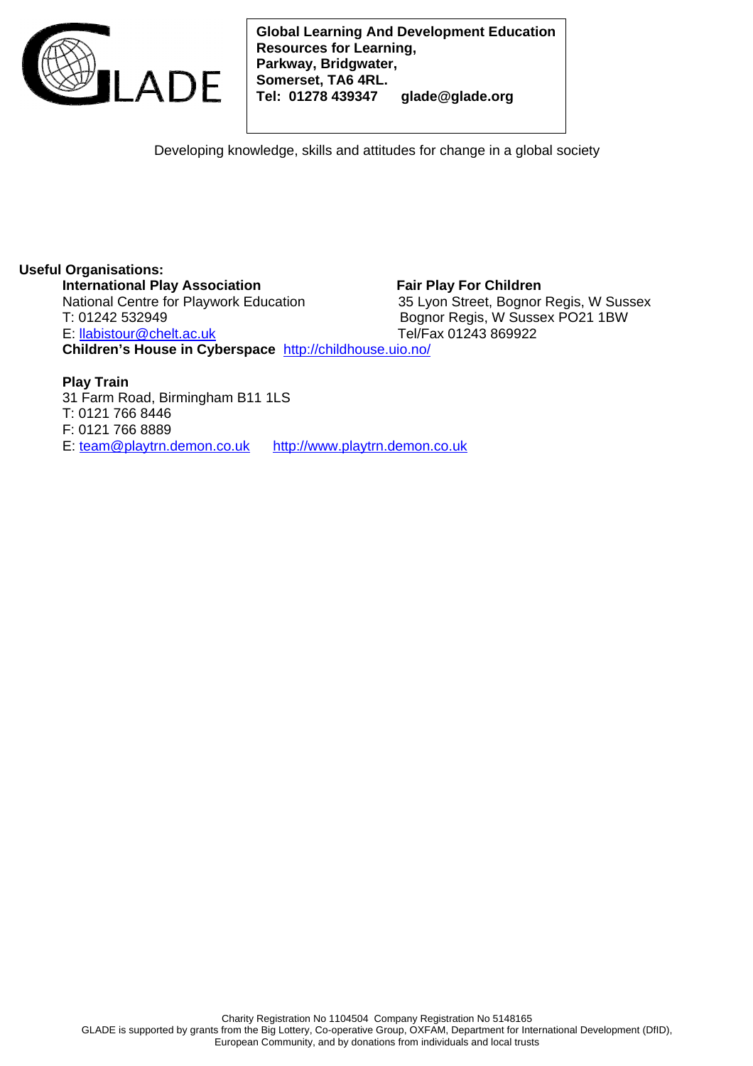**Global Learning And Development Education**
**Resources for Learning,**
**Parkway, Bridgwater,**
**Somerset, TA6 4RL.**
**Tel: 01278 439347 glade@glade.org**

Developing knowledge, skills and attitudes for change in a global society

**Useful Organisations:**

**International Play Association**
National Centre for Playwork Education
T: 01242 532949
E: llabistour@chelt.ac.uk

**Fair Play For Children**
35 Lyon Street, Bognor Regis, W Sussex
Bognor Regis, W Sussex PO21 1BW
Tel/Fax 01243 869922

**Children's House in Cyberspace** http://childhouse.uio.no/

**Play Train**
31 Farm Road, Birmingham B11 1LS
T: 0121 766 8446
F: 0121 766 8889
E: team@playtrn.demon.co.uk http://www.playtrn.demon.co.uk

Charity Registration No 1104504 Company Registration No 5148165
GLADE is supported by grants from the Big Lottery, Co-operative Group, OXFAM, Department for International Development (DfID), European Community, and by donations from individuals and local trusts